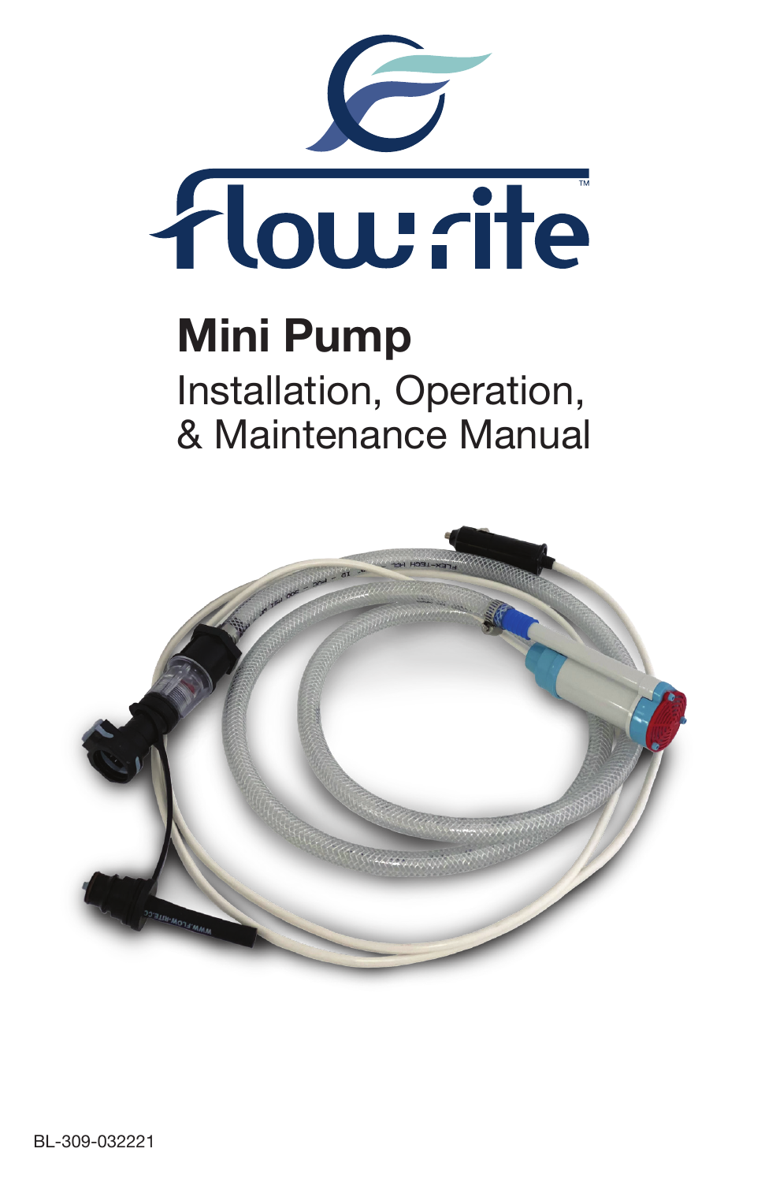flow-rite™

# Mini Pump

## Installation, Operation, & Maintenance Manual

BL-309-032221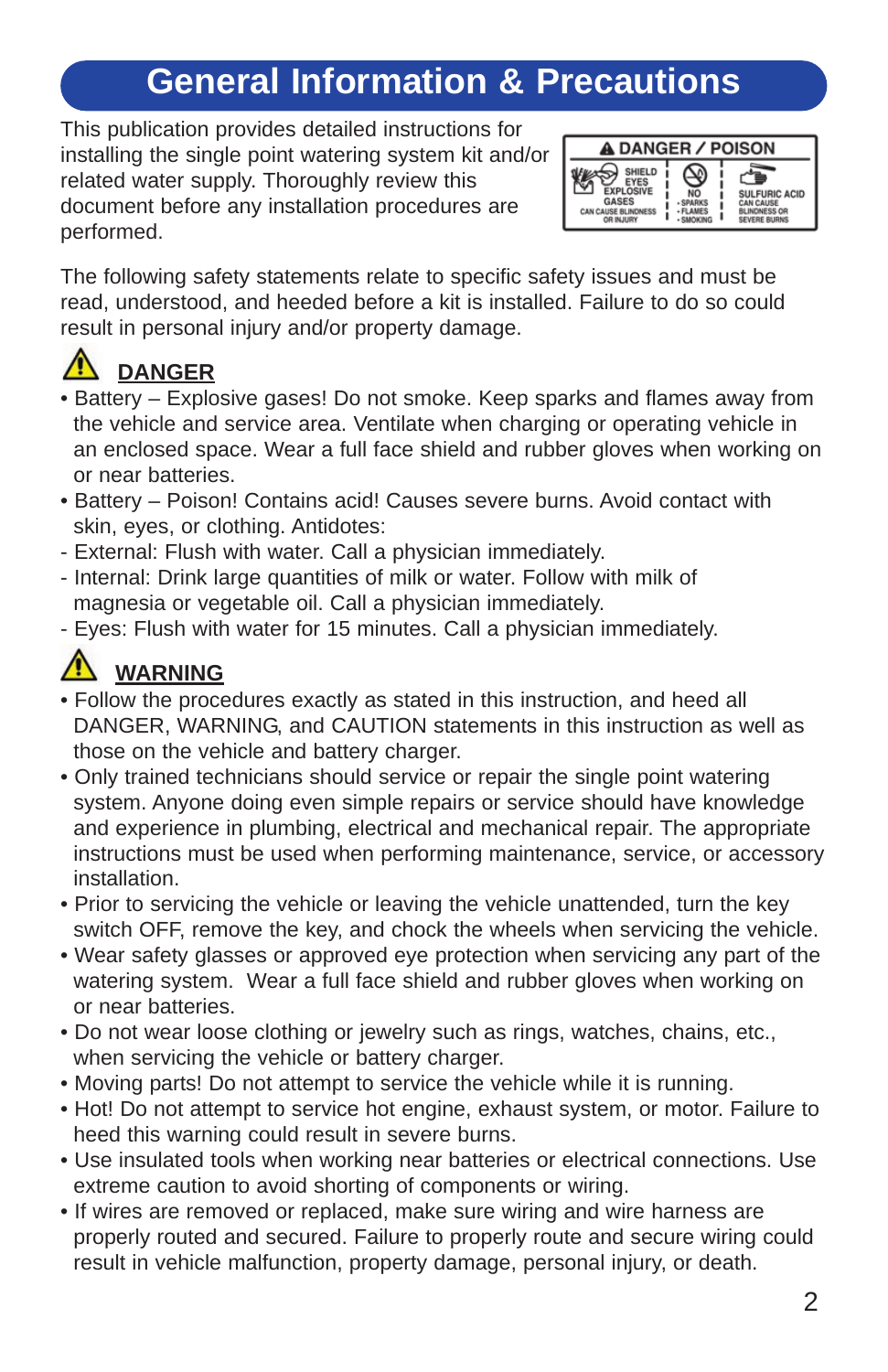# General Information & Precautions

This publication provides detailed instructions for installing the single point watering system kit and/or related water supply. Thoroughly review this document before any installation procedures are performed.

**⚠ DANGER / POISON**

| SHIELD EYES EXPLOSIVE GASES CAN CAUSE BLINDNESS OR INJURY | NO • SPARKS • FLAMES • SMOKING | SULFURIC ACID CAN CAUSE BLINDNESS OR SEVERE BURNS |
|---|---|---|

The following safety statements relate to specific safety issues and must be read, understood, and heeded before a kit is installed. Failure to do so could result in personal injury and/or property damage.

## ⚠ DANGER

- Battery – Explosive gases! Do not smoke. Keep sparks and flames away from the vehicle and service area. Ventilate when charging or operating vehicle in an enclosed space. Wear a full face shield and rubber gloves when working on or near batteries.
- Battery – Poison! Contains acid! Causes severe burns. Avoid contact with skin, eyes, or clothing. Antidotes:
  - External: Flush with water. Call a physician immediately.
  - Internal: Drink large quantities of milk or water. Follow with milk of magnesia or vegetable oil. Call a physician immediately.
  - Eyes: Flush with water for 15 minutes. Call a physician immediately.

## ⚠ WARNING

- Follow the procedures exactly as stated in this instruction, and heed all DANGER, WARNING, and CAUTION statements in this instruction as well as those on the vehicle and battery charger.
- Only trained technicians should service or repair the single point watering system. Anyone doing even simple repairs or service should have knowledge and experience in plumbing, electrical and mechanical repair. The appropriate instructions must be used when performing maintenance, service, or accessory installation.
- Prior to servicing the vehicle or leaving the vehicle unattended, turn the key switch OFF, remove the key, and chock the wheels when servicing the vehicle.
- Wear safety glasses or approved eye protection when servicing any part of the watering system. Wear a full face shield and rubber gloves when working on or near batteries.
- Do not wear loose clothing or jewelry such as rings, watches, chains, etc., when servicing the vehicle or battery charger.
- Moving parts! Do not attempt to service the vehicle while it is running.
- Hot! Do not attempt to service hot engine, exhaust system, or motor. Failure to heed this warning could result in severe burns.
- Use insulated tools when working near batteries or electrical connections. Use extreme caution to avoid shorting of components or wiring.
- If wires are removed or replaced, make sure wiring and wire harness are properly routed and secured. Failure to properly route and secure wiring could result in vehicle malfunction, property damage, personal injury, or death.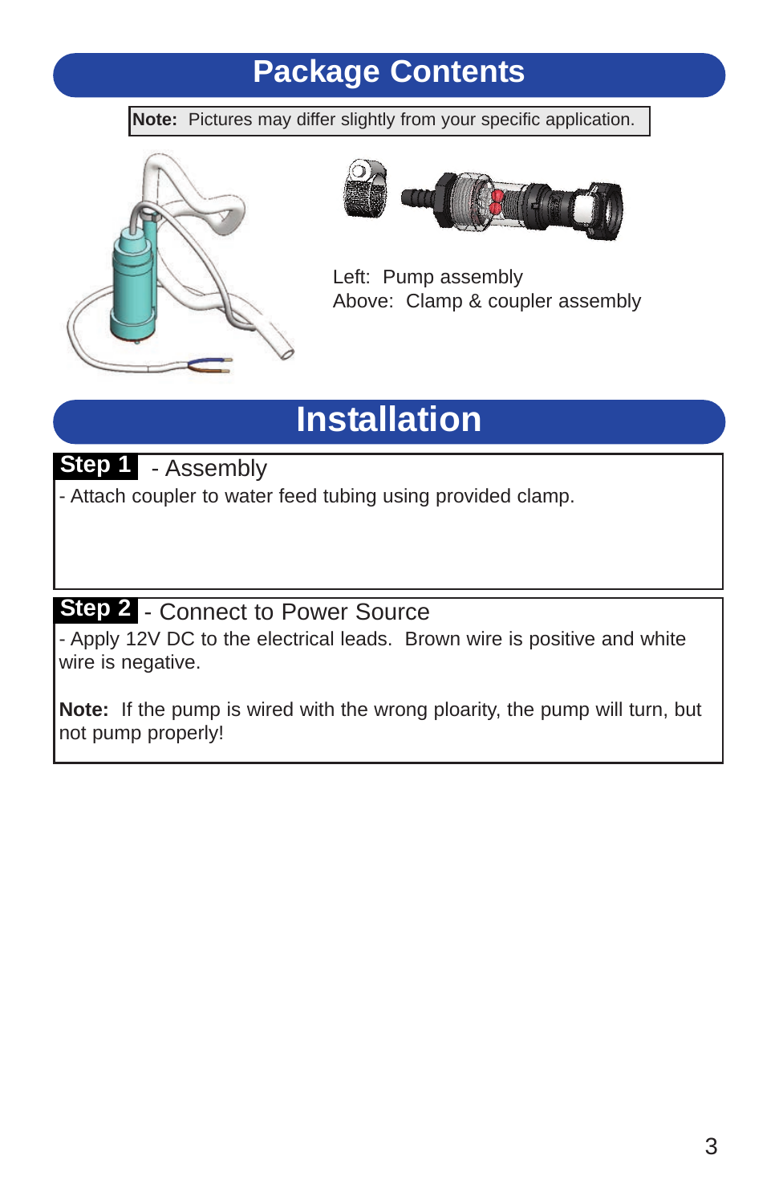# Package Contents

**Note:** Pictures may differ slightly from your specific application.

Left: Pump assembly
Above: Clamp & coupler assembly

# Installation

**Step 1** - Assembly

- Attach coupler to water feed tubing using provided clamp.

**Step 2** - Connect to Power Source

- Apply 12V DC to the electrical leads. Brown wire is positive and white wire is negative.

**Note:** If the pump is wired with the wrong ploarity, the pump will turn, but not pump properly!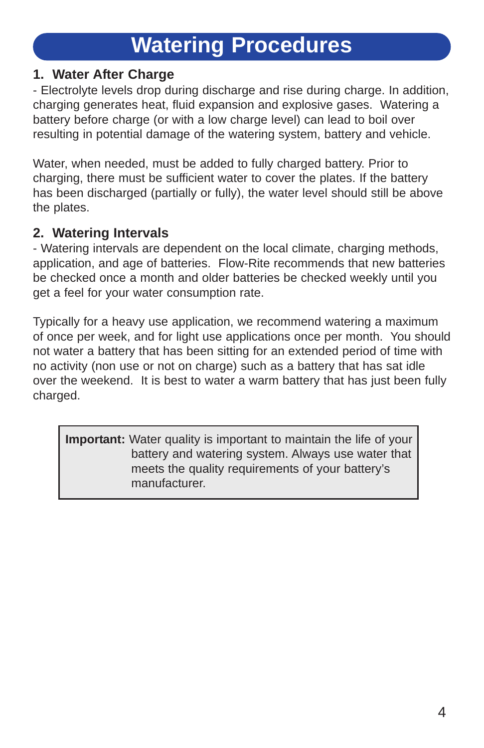# Watering Procedures

## 1. Water After Charge

- Electrolyte levels drop during discharge and rise during charge. In addition, charging generates heat, fluid expansion and explosive gases. Watering a battery before charge (or with a low charge level) can lead to boil over resulting in potential damage of the watering system, battery and vehicle.

Water, when needed, must be added to fully charged battery. Prior to charging, there must be sufficient water to cover the plates. If the battery has been discharged (partially or fully), the water level should still be above the plates.

## 2. Watering Intervals

- Watering intervals are dependent on the local climate, charging methods, application, and age of batteries. Flow-Rite recommends that new batteries be checked once a month and older batteries be checked weekly until you get a feel for your water consumption rate.

Typically for a heavy use application, we recommend watering a maximum of once per week, and for light use applications once per month. You should not water a battery that has been sitting for an extended period of time with no activity (non use or not on charge) such as a battery that has sat idle over the weekend. It is best to water a warm battery that has just been fully charged.

> **Important:** Water quality is important to maintain the life of your battery and watering system. Always use water that meets the quality requirements of your battery's manufacturer.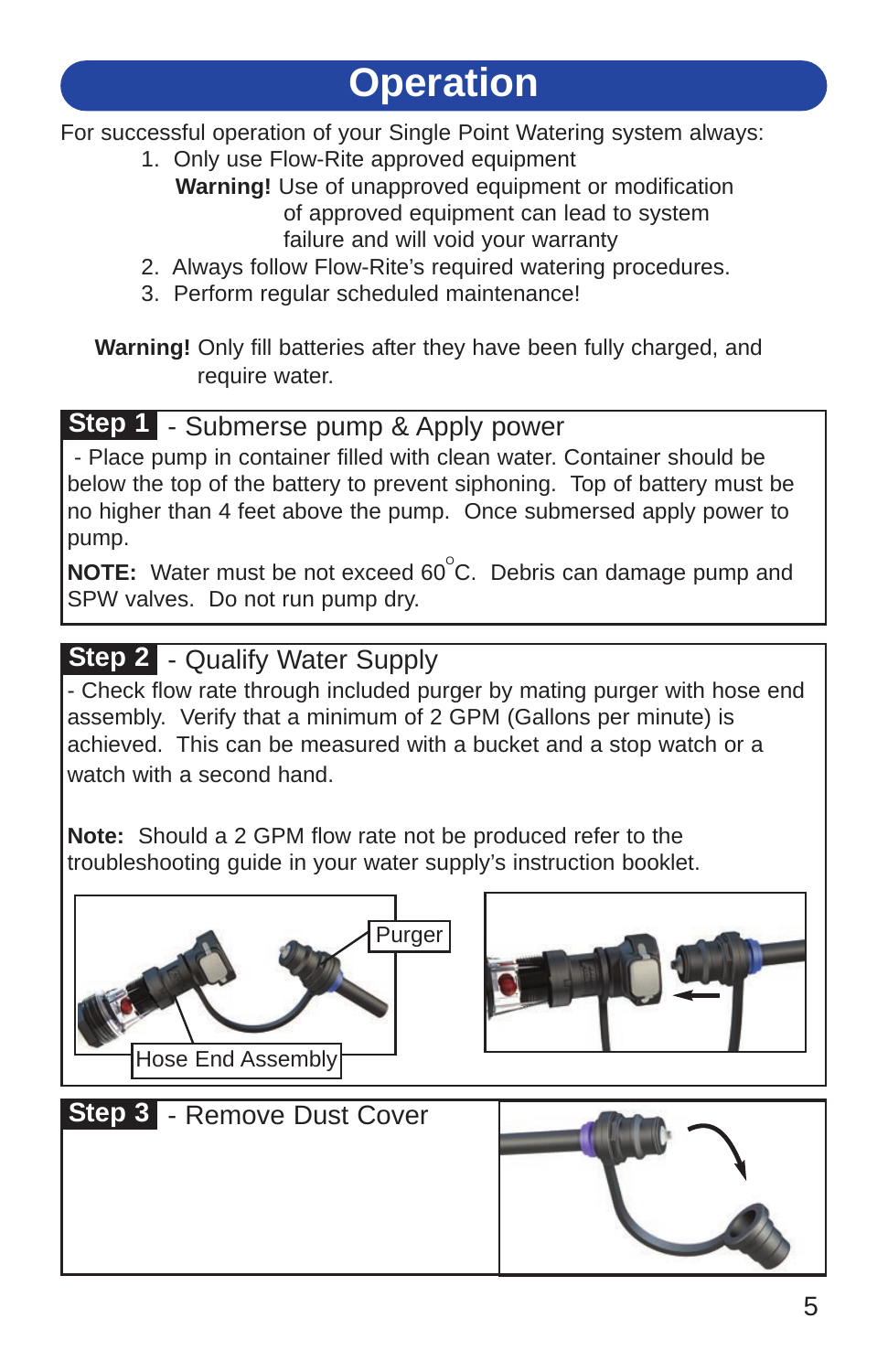# Operation

For successful operation of your Single Point Watering system always:

1. Only use Flow-Rite approved equipment

   **Warning!** Use of unapproved equipment or modification of approved equipment can lead to system failure and will void your warranty

2. Always follow Flow-Rite's required watering procedures.
3. Perform regular scheduled maintenance!

**Warning!** Only fill batteries after they have been fully charged, and require water.

## Step 1 - Submerse pump & Apply power

- Place pump in container filled with clean water. Container should be below the top of the battery to prevent siphoning. Top of battery must be no higher than 4 feet above the pump. Once submersed apply power to pump.

**NOTE:** Water must be not exceed 60°C. Debris can damage pump and SPW valves. Do not run pump dry.

## Step 2 - Qualify Water Supply

- Check flow rate through included purger by mating purger with hose end assembly. Verify that a minimum of 2 GPM (Gallons per minute) is achieved. This can be measured with a bucket and a stop watch or a watch with a second hand.

**Note:** Should a 2 GPM flow rate not be produced refer to the troubleshooting guide in your water supply's instruction booklet.

Purger

Hose End Assembly

## Step 3 - Remove Dust Cover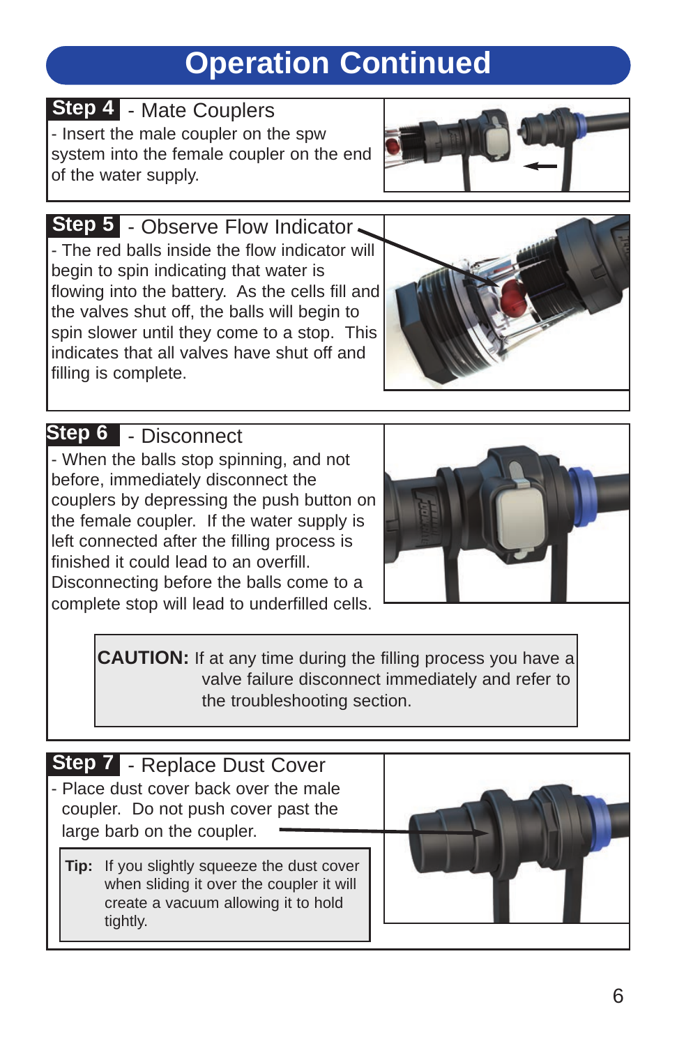# Operation Continued

## Step 4 - Mate Couplers

- Insert the male coupler on the spw system into the female coupler on the end of the water supply.

## Step 5 - Observe Flow Indicator

- The red balls inside the flow indicator will begin to spin indicating that water is flowing into the battery. As the cells fill and the valves shut off, the balls will begin to spin slower until they come to a stop. This indicates that all valves have shut off and filling is complete.

## Step 6 - Disconnect

- When the balls stop spinning, and not before, immediately disconnect the couplers by depressing the push button on the female coupler. If the water supply is left connected after the filling process is finished it could lead to an overfill. Disconnecting before the balls come to a complete stop will lead to underfilled cells.

**CAUTION:** If at any time during the filling process you have a valve failure disconnect immediately and refer to the troubleshooting section.

## Step 7 - Replace Dust Cover

- Place dust cover back over the male coupler. Do not push cover past the large barb on the coupler.

**Tip:** If you slightly squeeze the dust cover when sliding it over the coupler it will create a vacuum allowing it to hold tightly.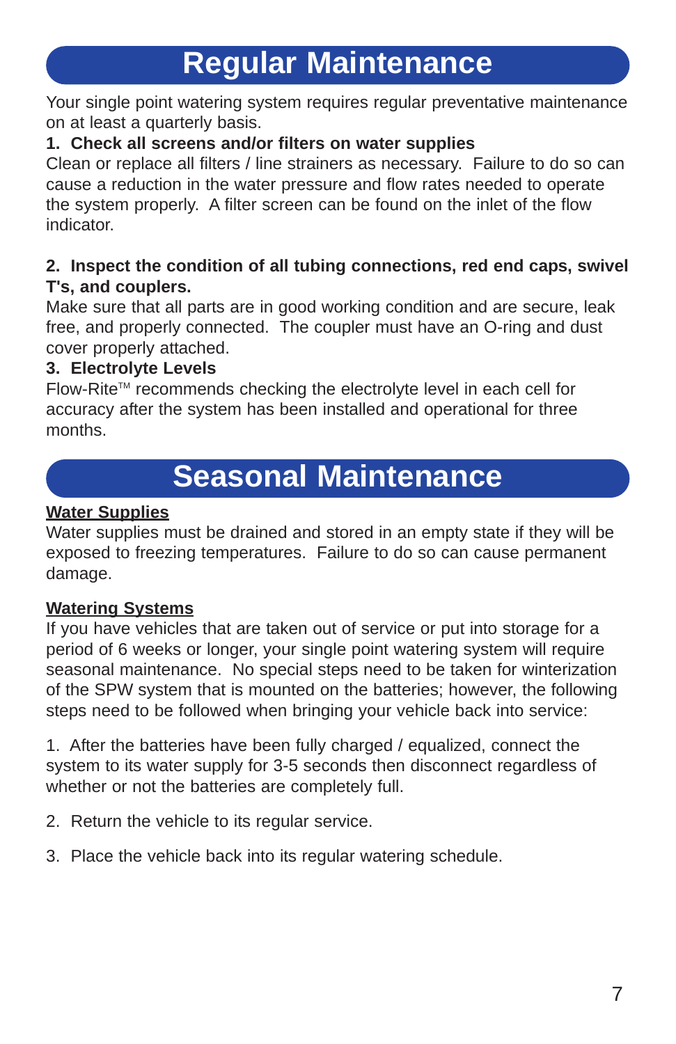# Regular Maintenance

Your single point watering system requires regular preventative maintenance on at least a quarterly basis.

**1. Check all screens and/or filters on water supplies**

Clean or replace all filters / line strainers as necessary. Failure to do so can cause a reduction in the water pressure and flow rates needed to operate the system properly. A filter screen can be found on the inlet of the flow indicator.

**2. Inspect the condition of all tubing connections, red end caps, swivel T's, and couplers.**

Make sure that all parts are in good working condition and are secure, leak free, and properly connected. The coupler must have an O-ring and dust cover properly attached.

**3. Electrolyte Levels**

Flow-Rite™ recommends checking the electrolyte level in each cell for accuracy after the system has been installed and operational for three months.

# Seasonal Maintenance

**Water Supplies**

Water supplies must be drained and stored in an empty state if they will be exposed to freezing temperatures. Failure to do so can cause permanent damage.

**Watering Systems**

If you have vehicles that are taken out of service or put into storage for a period of 6 weeks or longer, your single point watering system will require seasonal maintenance. No special steps need to be taken for winterization of the SPW system that is mounted on the batteries; however, the following steps need to be followed when bringing your vehicle back into service:

1. After the batteries have been fully charged / equalized, connect the system to its water supply for 3-5 seconds then disconnect regardless of whether or not the batteries are completely full.

2. Return the vehicle to its regular service.

3. Place the vehicle back into its regular watering schedule.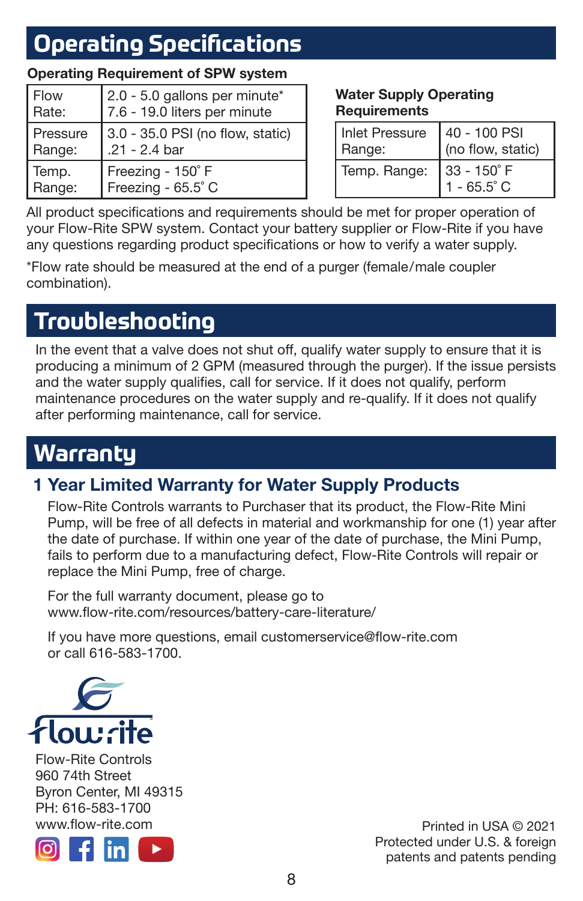# Operating Specifications

**Operating Requirement of SPW system**

| | |
|---|---|
| Flow Rate: | 2.0 - 5.0 gallons per minute*<br>7.6 - 19.0 liters per minute |
| Pressure Range: | 3.0 - 35.0 PSI (no flow, static)<br>.21 - 2.4 bar |
| Temp. Range: | Freezing - 150˚ F<br>Freezing - 65.5˚ C |

**Water Supply Operating Requirements**

| | |
|---|---|
| Inlet Pressure Range: | 40 - 100 PSI (no flow, static) |
| Temp. Range: | 33 - 150˚ F<br>1 - 65.5˚ C |

All product specifications and requirements should be met for proper operation of your Flow-Rite SPW system. Contact your battery supplier or Flow-Rite if you have any questions regarding product specifications or how to verify a water supply.

*Flow rate should be measured at the end of a purger (female/male coupler combination).

# Troubleshooting

In the event that a valve does not shut off, qualify water supply to ensure that it is producing a minimum of 2 GPM (measured through the purger). If the issue persists and the water supply qualifies, call for service. If it does not qualify, perform maintenance procedures on the water supply and re-qualify. If it does not qualify after performing maintenance, call for service.

# Warranty

## 1 Year Limited Warranty for Water Supply Products

Flow-Rite Controls warrants to Purchaser that its product, the Flow-Rite Mini Pump, will be free of all defects in material and workmanship for one (1) year after the date of purchase. If within one year of the date of purchase, the Mini Pump, fails to perform due to a manufacturing defect, Flow-Rite Controls will repair or replace the Mini Pump, free of charge.

For the full warranty document, please go to www.flow-rite.com/resources/battery-care-literature/

If you have more questions, email customerservice@flow-rite.com or call 616-583-1700.

flow-rite

Flow-Rite Controls
960 74th Street
Byron Center, MI 49315
PH: 616-583-1700
www.flow-rite.com

Printed in USA © 2021
Protected under U.S. & foreign patents and patents pending